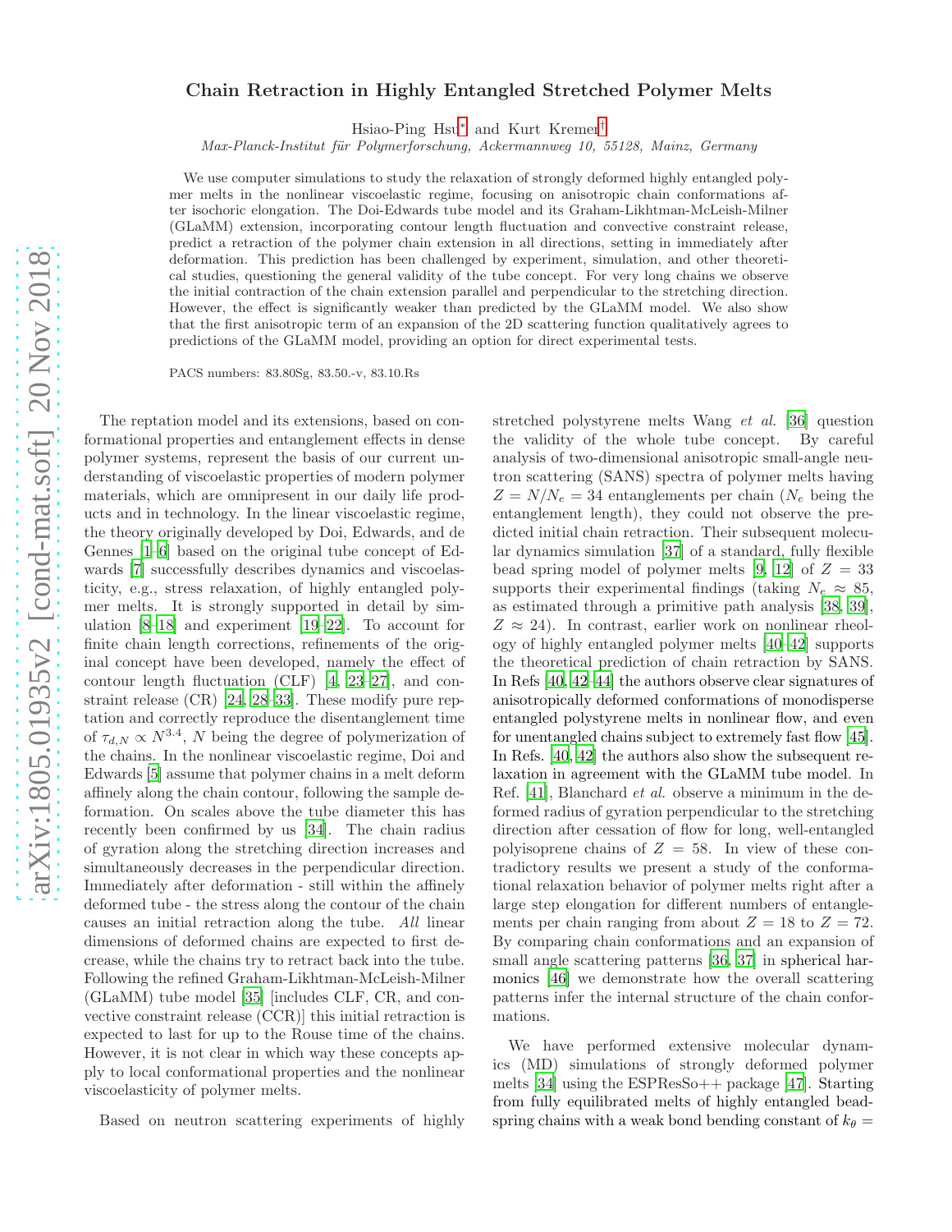# Chain Retraction in Highly Entangled Stretched Polymer Melts

Hsiao-Ping Hsu[*] and Kurt Kremer[†]

*Max-Planck-Institut für Polymerforschung, Ackermannweg 10, 55128, Mainz, Germany*

We use computer simulations to study the relaxation of strongly deformed highly entangled polymer melts in the nonlinear viscoelastic regime, focusing on anisotropic chain conformations after isochoric elongation. The Doi-Edwards tube model and its Graham-Likhtman-McLeish-Milner (GLaMM) extension, incorporating contour length fluctuation and convective constraint release, predict a retraction of the polymer chain extension in all directions, setting in immediately after deformation. This prediction has been challenged by experiment, simulation, and other theoretical studies, questioning the general validity of the tube concept. For very long chains we observe the initial contraction of the chain extension parallel and perpendicular to the stretching direction. However, the effect is significantly weaker than predicted by the GLaMM model. We also show that the first anisotropic term of an expansion of the 2D scattering function qualitatively agrees to predictions of the GLaMM model, providing an option for direct experimental tests.

PACS numbers: 83.80Sg, 83.50.-v, 83.10.Rs

The reptation model and its extensions, based on conformational properties and entanglement effects in dense polymer systems, represent the basis of our current understanding of viscoelastic properties of modern polymer materials, which are omnipresent in our daily life products and in technology. In the linear viscoelastic regime, the theory originally developed by Doi, Edwards, and de Gennes [1–6] based on the original tube concept of Edwards [7] successfully describes dynamics and viscoelasticity, e.g., stress relaxation, of highly entangled polymer melts. It is strongly supported in detail by simulation [8–18] and experiment [19–22]. To account for finite chain length corrections, refinements of the original concept have been developed, namely the effect of contour length fluctuation (CLF) [4, 23–27], and constraint release (CR) [24, 28–33]. These modify pure reptation and correctly reproduce the disentanglement time of $\tau_{d,N} \propto N^{3.4}$, $N$ being the degree of polymerization of the chains. In the nonlinear viscoelastic regime, Doi and Edwards [5] assume that polymer chains in a melt deform affinely along the chain contour, following the sample deformation. On scales above the tube diameter this has recently been confirmed by us [34]. The chain radius of gyration along the stretching direction increases and simultaneously decreases in the perpendicular direction. Immediately after deformation - still within the affinely deformed tube - the stress along the contour of the chain causes an initial retraction along the tube. *All* linear dimensions of deformed chains are expected to first decrease, while the chains try to retract back into the tube. Following the refined Graham-Likhtman-McLeish-Milner (GLaMM) tube model [35] [includes CLF, CR, and convective constraint release (CCR)] this initial retraction is expected to last for up to the Rouse time of the chains. However, it is not clear in which way these concepts apply to local conformational properties and the nonlinear viscoelasticity of polymer melts.

Based on neutron scattering experiments of highly stretched polystyrene melts Wang *et al.* [36] question the validity of the whole tube concept. By careful analysis of two-dimensional anisotropic small-angle neutron scattering (SANS) spectra of polymer melts having $Z = N/N_e = 34$ entanglements per chain ($N_e$ being the entanglement length), they could not observe the predicted initial chain retraction. Their subsequent molecular dynamics simulation [37] of a standard, fully flexible bead spring model of polymer melts [9, 12] of $Z = 33$ supports their experimental findings (taking $N_e \approx 85$, as estimated through a primitive path analysis [38, 39], $Z \approx 24$). In contrast, earlier work on nonlinear rheology of highly entangled polymer melts [40–42] supports the theoretical prediction of chain retraction by SANS. In Refs [40, 42–44] the authors observe clear signatures of anisotropically deformed conformations of monodisperse entangled polystyrene melts in nonlinear flow, and even for unentangled chains subject to extremely fast flow [45]. In Refs. [40, 42] the authors also show the subsequent relaxation in agreement with the GLaMM tube model. In Ref. [41], Blanchard *et al.* observe a minimum in the deformed radius of gyration perpendicular to the stretching direction after cessation of flow for long, well-entangled polyisoprene chains of $Z = 58$. In view of these contradictory results we present a study of the conformational relaxation behavior of polymer melts right after a large step elongation for different numbers of entanglements per chain ranging from about $Z = 18$ to $Z = 72$. By comparing chain conformations and an expansion of small angle scattering patterns [36, 37] in spherical harmonics [46] we demonstrate how the overall scattering patterns infer the internal structure of the chain conformations.

We have performed extensive molecular dynamics (MD) simulations of strongly deformed polymer melts [34] using the ESPResSo++ package [47]. Starting from fully equilibrated melts of highly entangled bead-spring chains with a weak bond bending constant of $k_\theta =$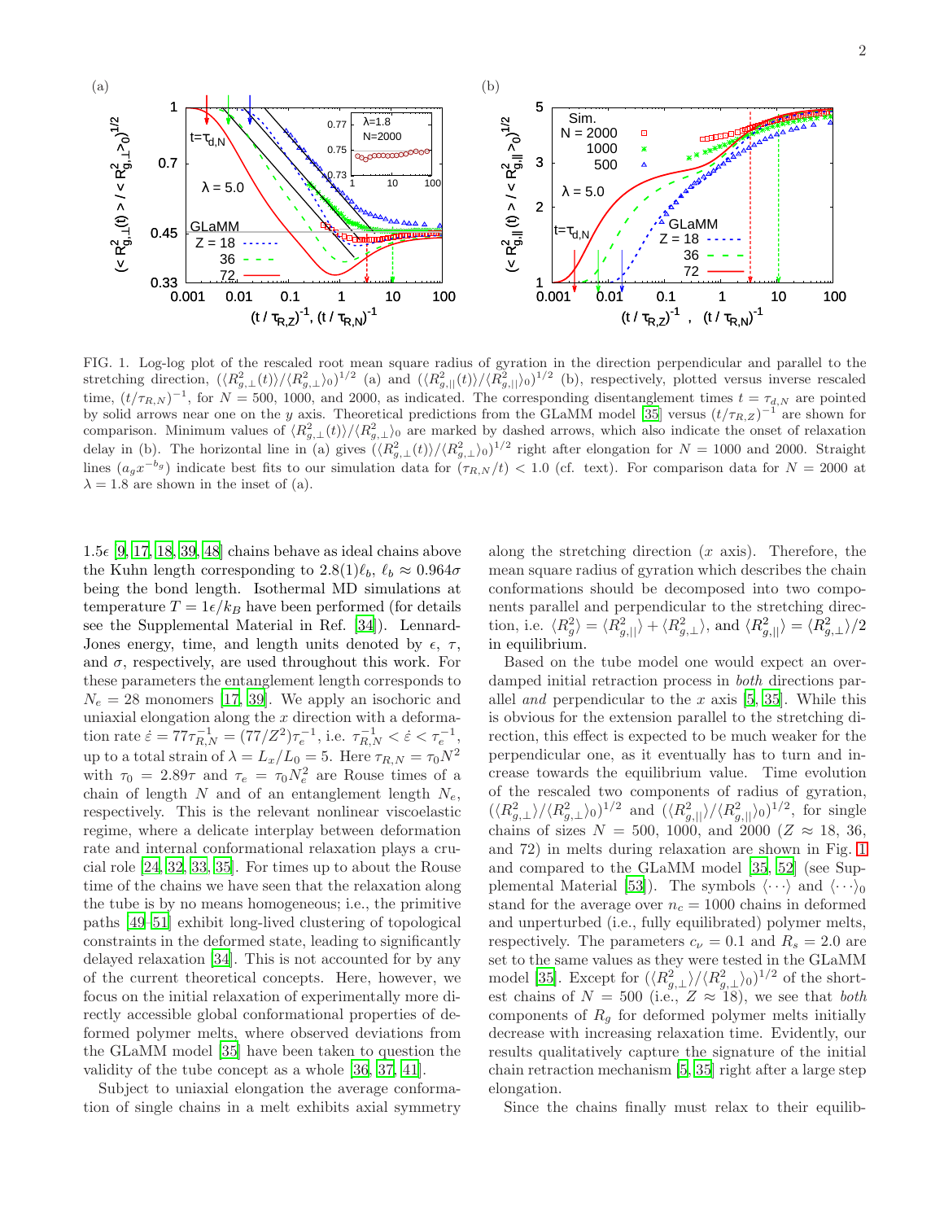FIG. 1. Log-log plot of the rescaled root mean square radius of gyration in the direction perpendicular and parallel to the stretching direction, $(\langle R^2_{g,\perp}(t)\rangle/\langle R^2_{g,\perp}\rangle_0)^{1/2}$ (a) and $(\langle R^2_{g,||}(t)\rangle/\langle R^2_{g,||}\rangle_0)^{1/2}$ (b), respectively, plotted versus inverse rescaled time, $(t/\tau_{R,N})^{-1}$, for $N = 500$, 1000, and 2000, as indicated. The corresponding disentanglement times $t = \tau_{d,N}$ are pointed by solid arrows near one on the $y$ axis. Theoretical predictions from the GLaMM model [35] versus $(t/\tau_{R,Z})^{-1}$ are shown for comparison. Minimum values of $\langle R^2_{g,\perp}(t)\rangle/\langle R^2_{g,\perp}\rangle_0$ are marked by dashed arrows, which also indicate the onset of relaxation delay in (b). The horizontal line in (a) gives $(\langle R^2_{g,\perp}(t)\rangle/\langle R^2_{g,\perp}\rangle_0)^{1/2}$ right after elongation for $N = 1000$ and 2000. Straight lines ($a_g x^{-b_g}$) indicate best fits to our simulation data for $(\tau_{R,N}/t) < 1.0$ (cf. text). For comparison data for $N = 2000$ at $\lambda = 1.8$ are shown in the inset of (a).

$1.5\epsilon$ [9, 17, 18, 39, 48] chains behave as ideal chains above the Kuhn length corresponding to $2.8(1)\ell_b$, $\ell_b \approx 0.964\sigma$ being the bond length. Isothermal MD simulations at temperature $T = 1\epsilon/k_B$ have been performed (for details see the Supplemental Material in Ref. [34]). Lennard-Jones energy, time, and length units denoted by $\epsilon$, $\tau$, and $\sigma$, respectively, are used throughout this work. For these parameters the entanglement length corresponds to $N_e = 28$ monomers [17, 39]. We apply an isochoric and uniaxial elongation along the $x$ direction with a deformation rate $\dot{\varepsilon} = 77\tau_{R,N}^{-1} = (77/Z^2)\tau_e^{-1}$, i.e. $\tau_{R,N}^{-1} < \dot{\varepsilon} < \tau_e^{-1}$, up to a total strain of $\lambda = L_x/L_0 = 5$. Here $\tau_{R,N} = \tau_0 N^2$ with $\tau_0 = 2.89\tau$ and $\tau_e = \tau_0 N_e^2$ are Rouse times of a chain of length $N$ and of an entanglement length $N_e$, respectively. This is the relevant nonlinear viscoelastic regime, where a delicate interplay between deformation rate and internal conformational relaxation plays a crucial role [24, 32, 33, 35]. For times up to about the Rouse time of the chains we have seen that the relaxation along the tube is by no means homogeneous; i.e., the primitive paths [49–51] exhibit long-lived clustering of topological constraints in the deformed state, leading to significantly delayed relaxation [34]. This is not accounted for by any of the current theoretical concepts. Here, however, we focus on the initial relaxation of experimentally more directly accessible global conformational properties of deformed polymer melts, where observed deviations from the GLaMM model [35] have been taken to question the validity of the tube concept as a whole [36, 37, 41].

Subject to uniaxial elongation the average conformation of single chains in a melt exhibits axial symmetry along the stretching direction ($x$ axis). Therefore, the mean square radius of gyration which describes the chain conformations should be decomposed into two components parallel and perpendicular to the stretching direction, i.e. $\langle R^2_g\rangle = \langle R^2_{g,||}\rangle + \langle R^2_{g,\perp}\rangle$, and $\langle R^2_{g,||}\rangle = \langle R^2_{g,\perp}\rangle/2$ in equilibrium.

Based on the tube model one would expect an overdamped initial retraction process in *both* directions parallel *and* perpendicular to the $x$ axis [5, 35]. While this is obvious for the extension parallel to the stretching direction, this effect is expected to be much weaker for the perpendicular one, as it eventually has to turn and increase towards the equilibrium value. Time evolution of the rescaled two components of radius of gyration, $(\langle R^2_{g,\perp}\rangle/\langle R^2_{g,\perp}\rangle_0)^{1/2}$ and $(\langle R^2_{g,||}\rangle/\langle R^2_{g,||}\rangle_0)^{1/2}$, for single chains of sizes $N = 500$, 1000, and 2000 ($Z \approx 18$, 36, and 72) in melts during relaxation are shown in Fig. 1 and compared to the GLaMM model [35, 52] (see Supplemental Material [53]). The symbols $\langle\cdots\rangle$ and $\langle\cdots\rangle_0$ stand for the average over $n_c = 1000$ chains in deformed and unperturbed (i.e., fully equilibrated) polymer melts, respectively. The parameters $c_\nu = 0.1$ and $R_s = 2.0$ are set to the same values as they were tested in the GLaMM model [35]. Except for $(\langle R^2_{g,\perp}\rangle/\langle R^2_{g,\perp}\rangle_0)^{1/2}$ of the shortest chains of $N = 500$ (i.e., $Z \approx 18$), we see that *both* components of $R_g$ for deformed polymer melts initially decrease with increasing relaxation time. Evidently, our results qualitatively capture the signature of the initial chain retraction mechanism [5, 35] right after a large step elongation.

Since the chains finally must relax to their equilib-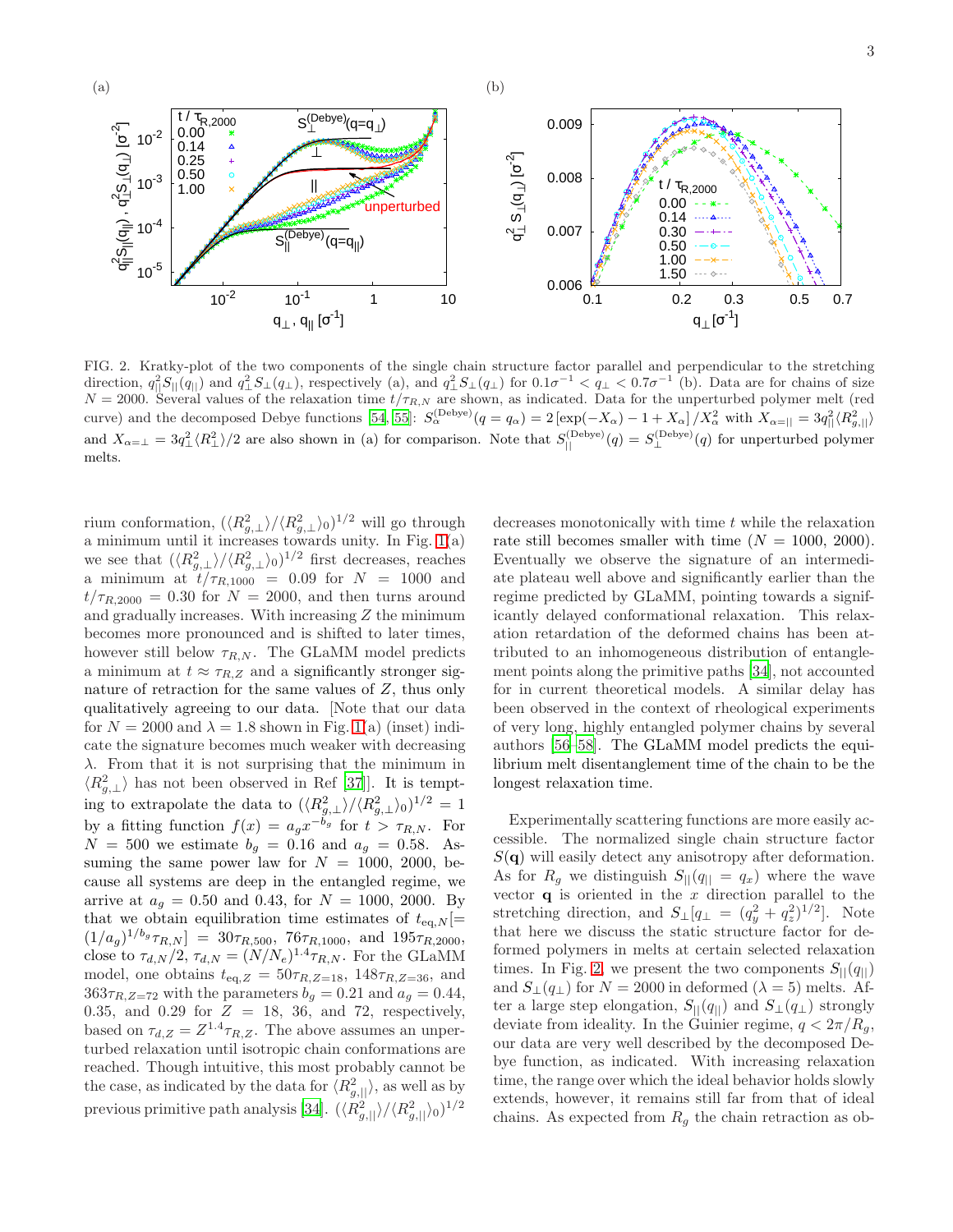FIG. 2. Kratky-plot of the two components of the single chain structure factor parallel and perpendicular to the stretching direction, $q_{||}^2 S_{||}(q_{||})$ and $q_\perp^2 S_\perp(q_\perp)$, respectively (a), and $q_\perp^2 S_\perp(q_\perp)$ for $0.1\sigma^{-1} < q_\perp < 0.7\sigma^{-1}$ (b). Data are for chains of size $N = 2000$. Several values of the relaxation time $t/\tau_{R,N}$ are shown, as indicated. Data for the unperturbed polymer melt (red curve) and the decomposed Debye functions [54, 55]: $S_\alpha^{(\text{Debye})}(q = q_\alpha) = 2\left[\exp(-X_\alpha) - 1 + X_\alpha\right]/X_\alpha^2$ with $X_{\alpha=||} = 3q_{||}^2\langle R_{g,||}^2\rangle$ and $X_{\alpha=\perp} = 3q_\perp^2\langle R_\perp^2\rangle/2$ are also shown in (a) for comparison. Note that $S_{||}^{(\text{Debye})}(q) = S_\perp^{(\text{Debye})}(q)$ for unperturbed polymer melts.

rium conformation, $(\langle R_{g,\perp}^2\rangle/\langle R_{g,\perp}^2\rangle_0)^{1/2}$ will go through a minimum until it increases towards unity. In Fig. 1(a) we see that $(\langle R_{g,\perp}^2\rangle/\langle R_{g,\perp}^2\rangle_0)^{1/2}$ first decreases, reaches a minimum at $t/\tau_{R,1000} = 0.09$ for $N = 1000$ and $t/\tau_{R,2000} = 0.30$ for $N = 2000$, and then turns around and gradually increases. With increasing $Z$ the minimum becomes more pronounced and is shifted to later times, however still below $\tau_{R,N}$. The GLaMM model predicts a minimum at $t \approx \tau_{R,Z}$ and a significantly stronger signature of retraction for the same values of $Z$, thus only qualitatively agreeing to our data. [Note that our data for $N = 2000$ and $\lambda = 1.8$ shown in Fig. 1(a) (inset) indicate the signature becomes much weaker with decreasing $\lambda$. From that it is not surprising that the minimum in $\langle R_{g,\perp}^2\rangle$ has not been observed in Ref [37]]. It is tempting to extrapolate the data to $(\langle R_{g,\perp}^2\rangle/\langle R_{g,\perp}^2\rangle_0)^{1/2} = 1$ by a fitting function $f(x) = a_g x^{-b_g}$ for $t > \tau_{R,N}$. For $N = 500$ we estimate $b_g = 0.16$ and $a_g = 0.58$. Assuming the same power law for $N = 1000$, 2000, because all systems are deep in the entangled regime, we arrive at $a_g = 0.50$ and 0.43, for $N = 1000$, 2000. By that we obtain equilibration time estimates of $t_{\text{eq},N}[= (1/a_g)^{1/b_g}\tau_{R,N}] = 30\tau_{R,500}$, $76\tau_{R,1000}$, and $195\tau_{R,2000}$, close to $\tau_{d,N}/2$, $\tau_{d,N} = (N/N_e)^{1.4}\tau_{R,N}$. For the GLaMM model, one obtains $t_{\text{eq},Z} = 50\tau_{R,Z=18}$, $148\tau_{R,Z=36}$, and $363\tau_{R,Z=72}$ with the parameters $b_g = 0.21$ and $a_g = 0.44$, 0.35, and 0.29 for $Z = 18$, 36, and 72, respectively, based on $\tau_{d,Z} = Z^{1.4}\tau_{R,Z}$. The above assumes an unperturbed relaxation until isotropic chain conformations are reached. Though intuitive, this most probably cannot be the case, as indicated by the data for $\langle R_{g,||}^2\rangle$, as well as by previous primitive path analysis [34]. $(\langle R_{g,||}^2\rangle/\langle R_{g,||}^2\rangle_0)^{1/2}$ decreases monotonically with time $t$ while the relaxation rate still becomes smaller with time ($N = 1000$, 2000). Eventually we observe the signature of an intermediate plateau well above and significantly earlier than the regime predicted by GLaMM, pointing towards a significantly delayed conformational relaxation. This relaxation retardation of the deformed chains has been attributed to an inhomogeneous distribution of entanglement points along the primitive paths [34], not accounted for in current theoretical models. A similar delay has been observed in the context of rheological experiments of very long, highly entangled polymer chains by several authors [56–58]. The GLaMM model predicts the equilibrium melt disentanglement time of the chain to be the longest relaxation time.

Experimentally scattering functions are more easily accessible. The normalized single chain structure factor $S(\mathbf{q})$ will easily detect any anisotropy after deformation. As for $R_g$ we distinguish $S_{||}(q_{||} = q_x)$ where the wave vector $\mathbf{q}$ is oriented in the $x$ direction parallel to the stretching direction, and $S_\perp[q_\perp = (q_y^2 + q_z^2)^{1/2}]$. Note that here we discuss the static structure factor for deformed polymers in melts at certain selected relaxation times. In Fig. 2, we present the two components $S_{||}(q_{||})$ and $S_\perp(q_\perp)$ for $N = 2000$ in deformed ($\lambda = 5$) melts. After a large step elongation, $S_{||}(q_{||})$ and $S_\perp(q_\perp)$ strongly deviate from ideality. In the Guinier regime, $q < 2\pi/R_g$, our data are very well described by the decomposed Debye function, as indicated. With increasing relaxation time, the range over which the ideal behavior holds slowly extends, however, it remains still far from that of ideal chains. As expected from $R_g$ the chain retraction as ob-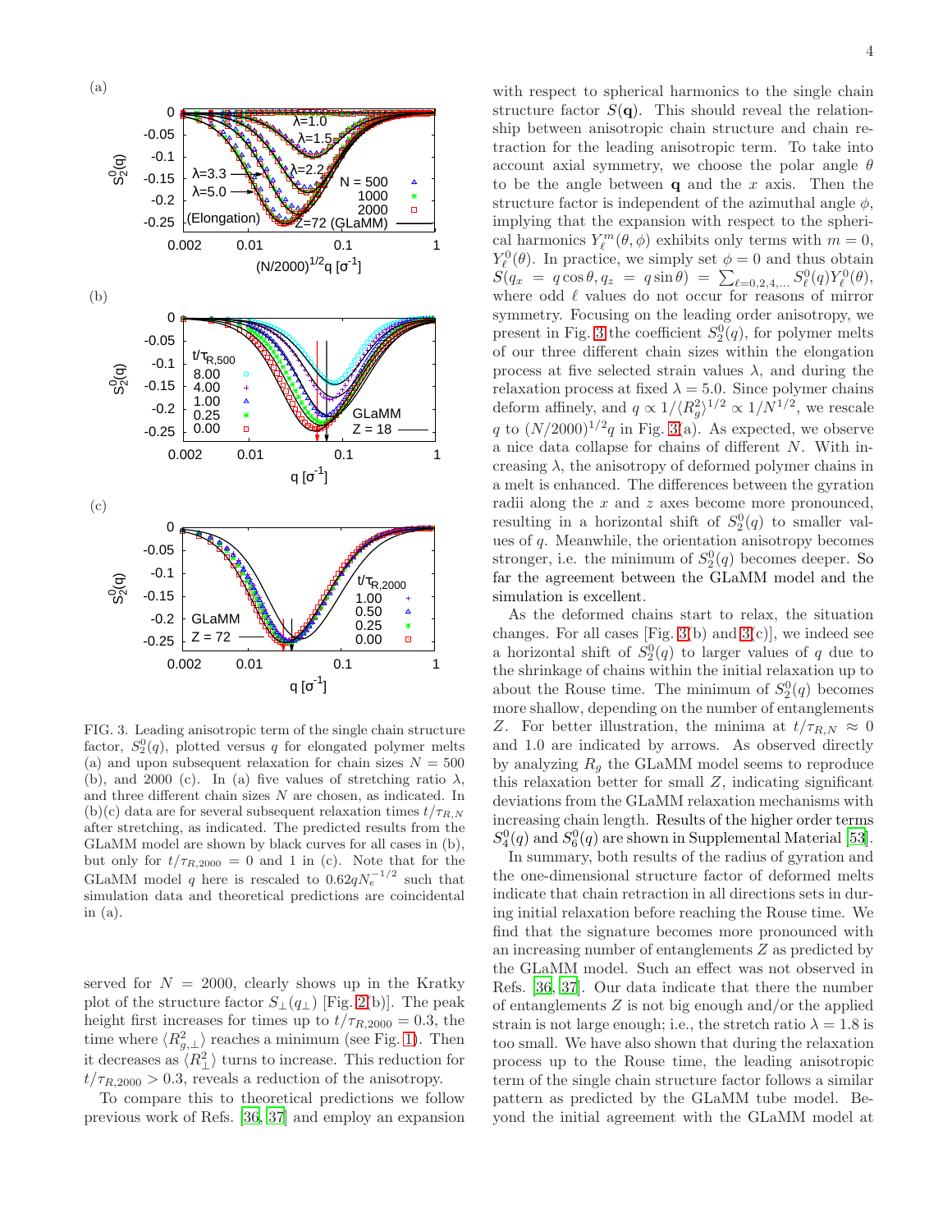FIG. 3. Leading anisotropic term of the single chain structure factor, $S_2^0(q)$, plotted versus $q$ for elongated polymer melts (a) and upon subsequent relaxation for chain sizes $N = 500$ (b), and 2000 (c). In (a) five values of stretching ratio $\lambda$, and three different chain sizes $N$ are chosen, as indicated. In (b)(c) data are for several subsequent relaxation times $t/\tau_{R,N}$ after stretching, as indicated. The predicted results from the GLaMM model are shown by black curves for all cases in (b), but only for $t/\tau_{R,2000} = 0$ and 1 in (c). Note that for the GLaMM model $q$ here is rescaled to $0.62qN_e^{-1/2}$ such that simulation data and theoretical predictions are coincidental in (a).

served for $N = 2000$, clearly shows up in the Kratky plot of the structure factor $S_\perp(q_\perp)$ [Fig. 2(b)]. The peak height first increases for times up to $t/\tau_{R,2000} = 0.3$, the time where $\langle R_{g,\perp}^2 \rangle$ reaches a minimum (see Fig. 1). Then it decreases as $\langle R_\perp^2 \rangle$ turns to increase. This reduction for $t/\tau_{R,2000} > 0.3$, reveals a reduction of the anisotropy.

To compare this to theoretical predictions we follow previous work of Refs. [36, 37] and employ an expansion with respect to spherical harmonics to the single chain structure factor $S(\mathbf{q})$. This should reveal the relationship between anisotropic chain structure and chain retraction for the leading anisotropic term. To take into account axial symmetry, we choose the polar angle $\theta$ to be the angle between $\mathbf{q}$ and the $x$ axis. Then the structure factor is independent of the azimuthal angle $\phi$, implying that the expansion with respect to the spherical harmonics $Y_\ell^m(\theta, \phi)$ exhibits only terms with $m = 0$, $Y_\ell^0(\theta)$. In practice, we simply set $\phi = 0$ and thus obtain $S(q_x = q\cos\theta, q_z = q\sin\theta) = \sum_{\ell=0,2,4,\ldots} S_\ell^0(q) Y_\ell^0(\theta)$, where odd $\ell$ values do not occur for reasons of mirror symmetry. Focusing on the leading order anisotropy, we present in Fig. 3 the coefficient $S_2^0(q)$, for polymer melts of our three different chain sizes within the elongation process at five selected strain values $\lambda$, and during the relaxation process at fixed $\lambda = 5.0$. Since polymer chains deform affinely, and $q \propto 1/\langle R_g^2 \rangle^{1/2} \propto 1/N^{1/2}$, we rescale $q$ to $(N/2000)^{1/2}q$ in Fig. 3(a). As expected, we observe a nice data collapse for chains of different $N$. With increasing $\lambda$, the anisotropy of deformed polymer chains in a melt is enhanced. The differences between the gyration radii along the $x$ and $z$ axes become more pronounced, resulting in a horizontal shift of $S_2^0(q)$ to smaller values of $q$. Meanwhile, the orientation anisotropy becomes stronger, i.e. the minimum of $S_2^0(q)$ becomes deeper. So far the agreement between the GLaMM model and the simulation is excellent.

As the deformed chains start to relax, the situation changes. For all cases [Fig. 3(b) and 3(c)], we indeed see a horizontal shift of $S_2^0(q)$ to larger values of $q$ due to the shrinkage of chains within the initial relaxation up to about the Rouse time. The minimum of $S_2^0(q)$ becomes more shallow, depending on the number of entanglements $Z$. For better illustration, the minima at $t/\tau_{R,N} \approx 0$ and 1.0 are indicated by arrows. As observed directly by analyzing $R_g$ the GLaMM model seems to reproduce this relaxation better for small $Z$, indicating significant deviations from the GLaMM relaxation mechanisms with increasing chain length. Results of the higher order terms $S_4^0(q)$ and $S_6^0(q)$ are shown in Supplemental Material [53].

In summary, both results of the radius of gyration and the one-dimensional structure factor of deformed melts indicate that chain retraction in all directions sets in during initial relaxation before reaching the Rouse time. We find that the signature becomes more pronounced with an increasing number of entanglements $Z$ as predicted by the GLaMM model. Such an effect was not observed in Refs. [36, 37]. Our data indicate that there the number of entanglements $Z$ is not big enough and/or the applied strain is not large enough; i.e., the stretch ratio $\lambda = 1.8$ is too small. We have also shown that during the relaxation process up to the Rouse time, the leading anisotropic term of the single chain structure factor follows a similar pattern as predicted by the GLaMM tube model. Beyond the initial agreement with the GLaMM model at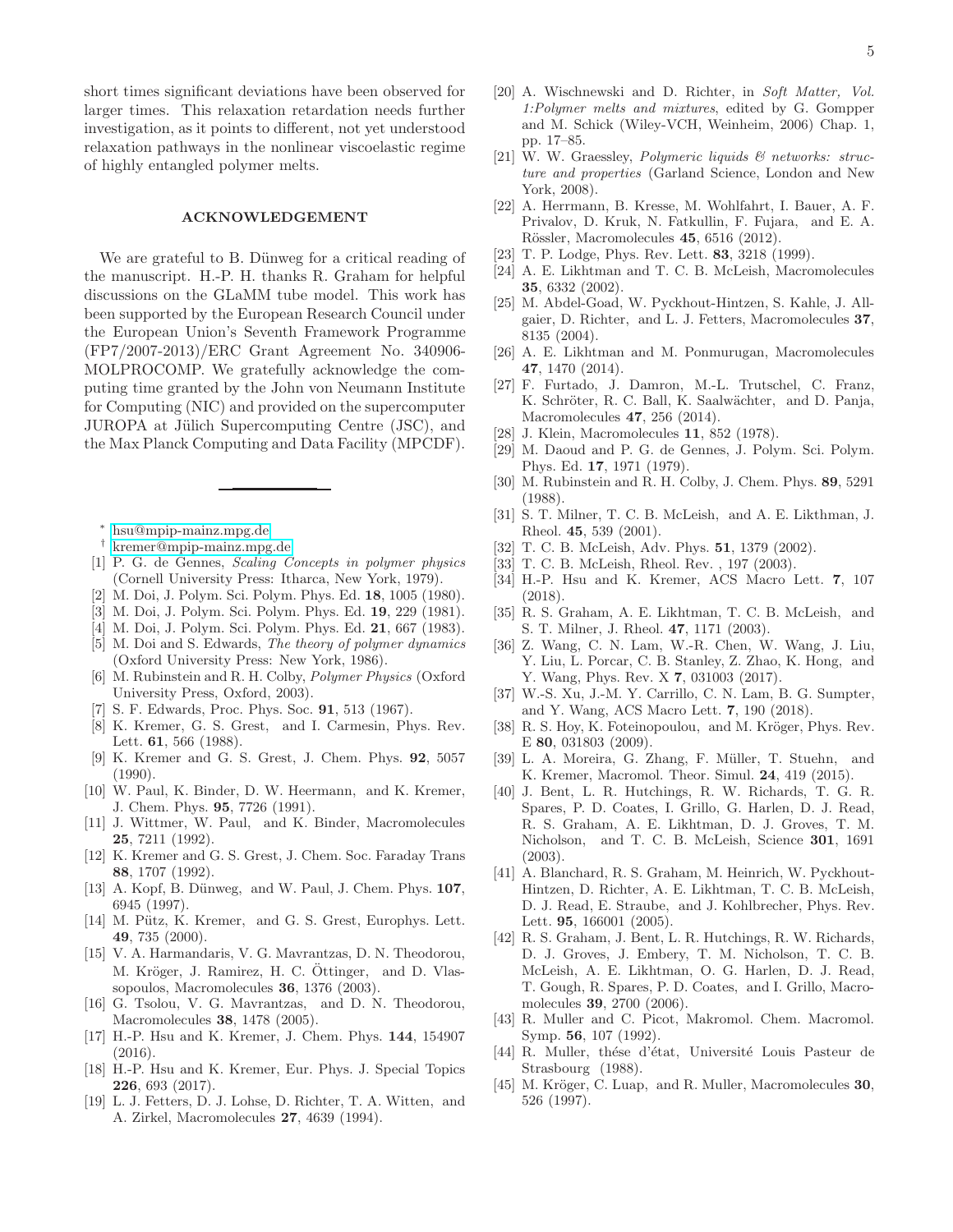short times significant deviations have been observed for larger times. This relaxation retardation needs further investigation, as it points to different, not yet understood relaxation pathways in the nonlinear viscoelastic regime of highly entangled polymer melts.

## ACKNOWLEDGEMENT

We are grateful to B. Dünweg for a critical reading of the manuscript. H.-P. H. thanks R. Graham for helpful discussions on the GLaMM tube model. This work has been supported by the European Research Council under the European Union's Seventh Framework Programme (FP7/2007-2013)/ERC Grant Agreement No. 340906-MOLPROCOMP. We gratefully acknowledge the computing time granted by the John von Neumann Institute for Computing (NIC) and provided on the supercomputer JUROPA at Jülich Supercomputing Centre (JSC), and the Max Planck Computing and Data Facility (MPCDF).

---

[*] hsu@mpip-mainz.mpg.de

[†] kremer@mpip-mainz.mpg.de

- [1] P. G. de Gennes, *Scaling Concepts in polymer physics* (Cornell University Press: Itharca, New York, 1979).
- [2] M. Doi, J. Polym. Sci. Polym. Phys. Ed. **18**, 1005 (1980).
- [3] M. Doi, J. Polym. Sci. Polym. Phys. Ed. **19**, 229 (1981).
- [4] M. Doi, J. Polym. Sci. Polym. Phys. Ed. **21**, 667 (1983).
- [5] M. Doi and S. Edwards, *The theory of polymer dynamics* (Oxford University Press: New York, 1986).
- [6] M. Rubinstein and R. H. Colby, *Polymer Physics* (Oxford University Press, Oxford, 2003).
- [7] S. F. Edwards, Proc. Phys. Soc. **91**, 513 (1967).
- [8] K. Kremer, G. S. Grest, and I. Carmesin, Phys. Rev. Lett. **61**, 566 (1988).
- [9] K. Kremer and G. S. Grest, J. Chem. Phys. **92**, 5057 (1990).
- [10] W. Paul, K. Binder, D. W. Heermann, and K. Kremer, J. Chem. Phys. **95**, 7726 (1991).
- [11] J. Wittmer, W. Paul, and K. Binder, Macromolecules **25**, 7211 (1992).
- [12] K. Kremer and G. S. Grest, J. Chem. Soc. Faraday Trans **88**, 1707 (1992).
- [13] A. Kopf, B. Dünweg, and W. Paul, J. Chem. Phys. **107**, 6945 (1997).
- [14] M. Pütz, K. Kremer, and G. S. Grest, Europhys. Lett. **49**, 735 (2000).
- [15] V. A. Harmandaris, V. G. Mavrantzas, D. N. Theodorou, M. Kröger, J. Ramirez, H. C. Öttinger, and D. Vlassopoulos, Macromolecules **36**, 1376 (2003).
- [16] G. Tsolou, V. G. Mavrantzas, and D. N. Theodorou, Macromolecules **38**, 1478 (2005).
- [17] H.-P. Hsu and K. Kremer, J. Chem. Phys. **144**, 154907 (2016).
- [18] H.-P. Hsu and K. Kremer, Eur. Phys. J. Special Topics **226**, 693 (2017).
- [19] L. J. Fetters, D. J. Lohse, D. Richter, T. A. Witten, and A. Zirkel, Macromolecules **27**, 4639 (1994).
- [20] A. Wischnewski and D. Richter, in *Soft Matter, Vol. 1:Polymer melts and mixtures*, edited by G. Gompper and M. Schick (Wiley-VCH, Weinheim, 2006) Chap. 1, pp. 17–85.
- [21] W. W. Graessley, *Polymeric liquids & networks: structure and properties* (Garland Science, London and New York, 2008).
- [22] A. Herrmann, B. Kresse, M. Wohlfahrt, I. Bauer, A. F. Privalov, D. Kruk, N. Fatkullin, F. Fujara, and E. A. Rössler, Macromolecules **45**, 6516 (2012).
- [23] T. P. Lodge, Phys. Rev. Lett. **83**, 3218 (1999).
- [24] A. E. Likhtman and T. C. B. McLeish, Macromolecules **35**, 6332 (2002).
- [25] M. Abdel-Goad, W. Pyckhout-Hintzen, S. Kahle, J. Allgaier, D. Richter, and L. J. Fetters, Macromolecules **37**, 8135 (2004).
- [26] A. E. Likhtman and M. Ponmurugan, Macromolecules **47**, 1470 (2014).
- [27] F. Furtado, J. Damron, M.-L. Trutschel, C. Franz, K. Schröter, R. C. Ball, K. Saalwächter, and D. Panja, Macromolecules **47**, 256 (2014).
- [28] J. Klein, Macromolecules **11**, 852 (1978).
- [29] M. Daoud and P. G. de Gennes, J. Polym. Sci. Polym. Phys. Ed. **17**, 1971 (1979).
- [30] M. Rubinstein and R. H. Colby, J. Chem. Phys. **89**, 5291 (1988).
- [31] S. T. Milner, T. C. B. McLeish, and A. E. Likthman, J. Rheol. **45**, 539 (2001).
- [32] T. C. B. McLeish, Adv. Phys. **51**, 1379 (2002).
- [33] T. C. B. McLeish, Rheol. Rev. , 197 (2003).
- [34] H.-P. Hsu and K. Kremer, ACS Macro Lett. **7**, 107 (2018).
- [35] R. S. Graham, A. E. Likhtman, T. C. B. McLeish, and S. T. Milner, J. Rheol. **47**, 1171 (2003).
- [36] Z. Wang, C. N. Lam, W.-R. Chen, W. Wang, J. Liu, Y. Liu, L. Porcar, C. B. Stanley, Z. Zhao, K. Hong, and Y. Wang, Phys. Rev. X **7**, 031003 (2017).
- [37] W.-S. Xu, J.-M. Y. Carrillo, C. N. Lam, B. G. Sumpter, and Y. Wang, ACS Macro Lett. **7**, 190 (2018).
- [38] R. S. Hoy, K. Foteinopoulou, and M. Kröger, Phys. Rev. E **80**, 031803 (2009).
- [39] L. A. Moreira, G. Zhang, F. Müller, T. Stuehn, and K. Kremer, Macromol. Theor. Simul. **24**, 419 (2015).
- [40] J. Bent, L. R. Hutchings, R. W. Richards, T. G. R. Spares, P. D. Coates, I. Grillo, G. Harlen, D. J. Read, R. S. Graham, A. E. Likhtman, D. J. Groves, T. M. Nicholson, and T. C. B. McLeish, Science **301**, 1691 (2003).
- [41] A. Blanchard, R. S. Graham, M. Heinrich, W. Pyckhout-Hintzen, D. Richter, A. E. Likhtman, T. C. B. McLeish, D. J. Read, E. Straube, and J. Kohlbrecher, Phys. Rev. Lett. **95**, 166001 (2005).
- [42] R. S. Graham, J. Bent, L. R. Hutchings, R. W. Richards, D. J. Groves, J. Embery, T. M. Nicholson, T. C. B. McLeish, A. E. Likhtman, O. G. Harlen, D. J. Read, T. Gough, R. Spares, P. D. Coates, and I. Grillo, Macromolecules **39**, 2700 (2006).
- [43] R. Muller and C. Picot, Makromol. Chem. Macromol. Symp. **56**, 107 (1992).
- [44] R. Muller, thése d'état, Université Louis Pasteur de Strasbourg (1988).
- [45] M. Kröger, C. Luap, and R. Muller, Macromolecules **30**, 526 (1997).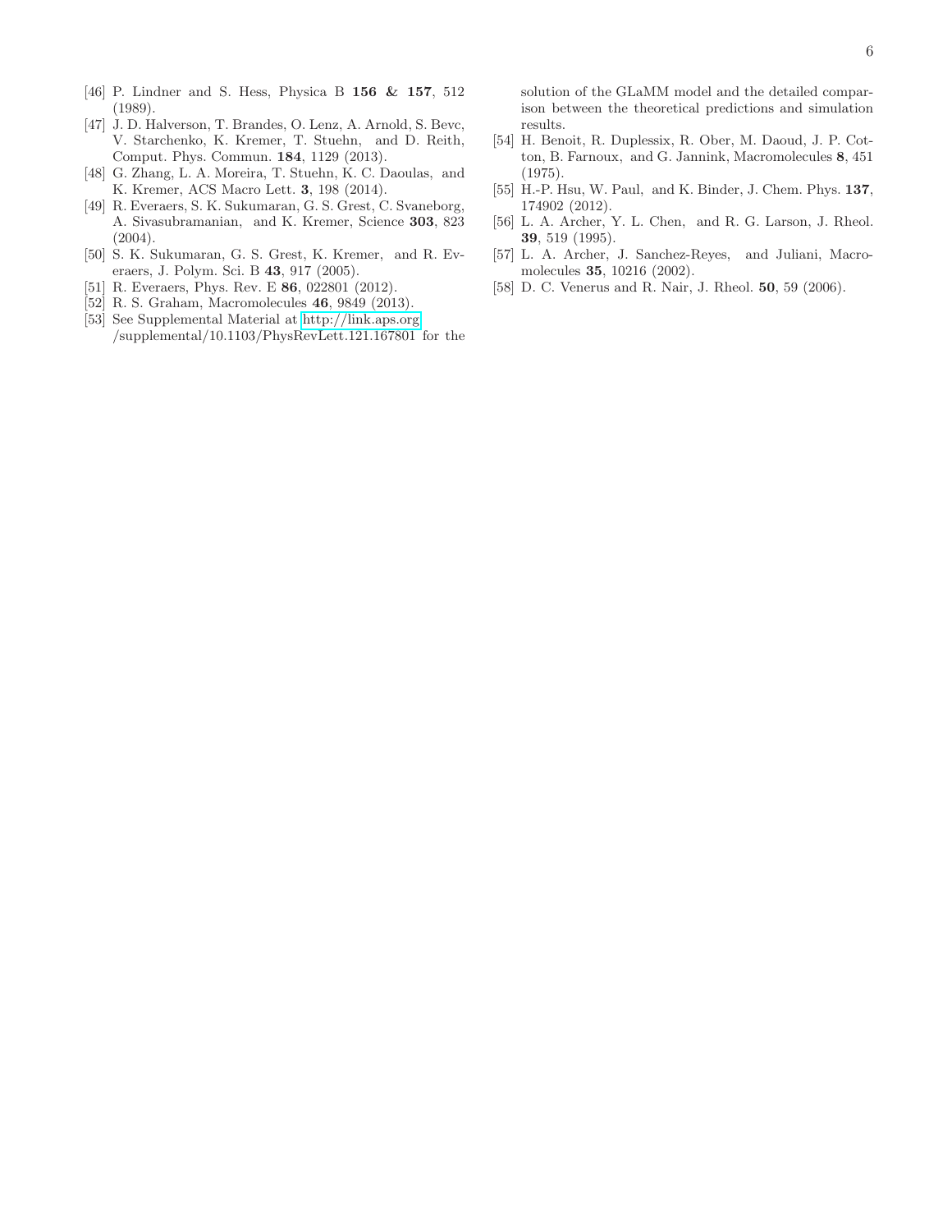[46] P. Lindner and S. Hess, Physica B **156 & 157**, 512 (1989).

[47] J. D. Halverson, T. Brandes, O. Lenz, A. Arnold, S. Bevc, V. Starchenko, K. Kremer, T. Stuehn, and D. Reith, Comput. Phys. Commun. **184**, 1129 (2013).

[48] G. Zhang, L. A. Moreira, T. Stuehn, K. C. Daoulas, and K. Kremer, ACS Macro Lett. **3**, 198 (2014).

[49] R. Everaers, S. K. Sukumaran, G. S. Grest, C. Svaneborg, A. Sivasubramanian, and K. Kremer, Science **303**, 823 (2004).

[50] S. K. Sukumaran, G. S. Grest, K. Kremer, and R. Everaers, J. Polym. Sci. B **43**, 917 (2005).

[51] R. Everaers, Phys. Rev. E **86**, 022801 (2012).

[52] R. S. Graham, Macromolecules **46**, 9849 (2013).

[53] See Supplemental Material at http://link.aps.org/supplemental/10.1103/PhysRevLett.121.167801 for the solution of the GLaMM model and the detailed comparison between the theoretical predictions and simulation results.

[54] H. Benoit, R. Duplessix, R. Ober, M. Daoud, J. P. Cotton, B. Farnoux, and G. Jannink, Macromolecules **8**, 451 (1975).

[55] H.-P. Hsu, W. Paul, and K. Binder, J. Chem. Phys. **137**, 174902 (2012).

[56] L. A. Archer, Y. L. Chen, and R. G. Larson, J. Rheol. **39**, 519 (1995).

[57] L. A. Archer, J. Sanchez-Reyes, and Juliani, Macromolecules **35**, 10216 (2002).

[58] D. C. Venerus and R. Nair, J. Rheol. **50**, 59 (2006).